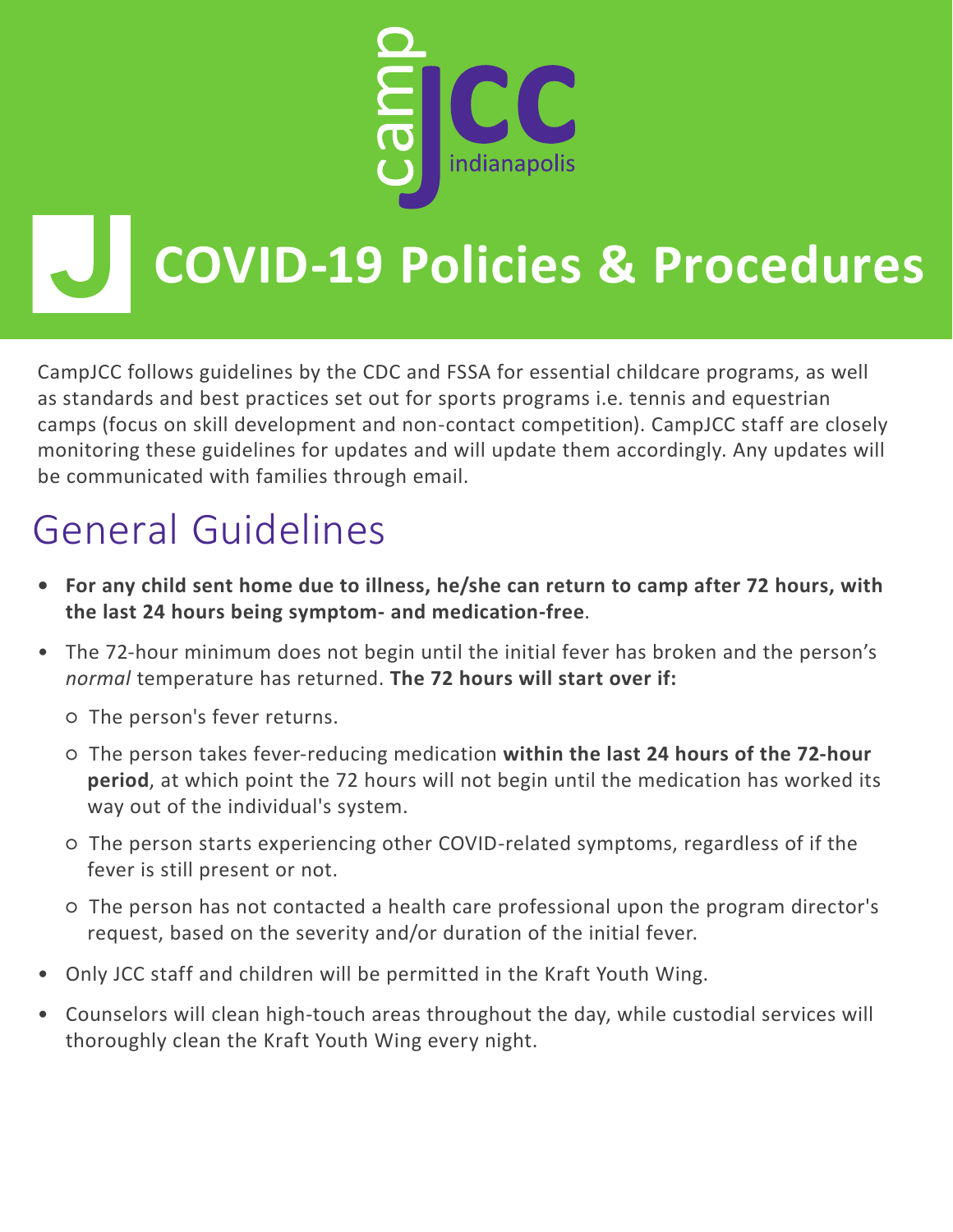campJCC indianapolis

# COVID-19 Policies & Procedures

CampJCC follows guidelines by the CDC and FSSA for essential childcare programs, as well as standards and best practices set out for sports programs i.e. tennis and equestrian camps (focus on skill development and non-contact competition). CampJCC staff are closely monitoring these guidelines for updates and will update them accordingly. Any updates will be communicated with families through email.

## General Guidelines

- **For any child sent home due to illness, he/she can return to camp after 72 hours, with the last 24 hours being symptom- and medication-free**.
- The 72-hour minimum does not begin until the initial fever has broken and the person's *normal* temperature has returned. **The 72 hours will start over if:**
  - The person's fever returns.
  - The person takes fever-reducing medication **within the last 24 hours of the 72-hour period**, at which point the 72 hours will not begin until the medication has worked its way out of the individual's system.
  - The person starts experiencing other COVID-related symptoms, regardless of if the fever is still present or not.
  - The person has not contacted a health care professional upon the program director's request, based on the severity and/or duration of the initial fever.
- Only JCC staff and children will be permitted in the Kraft Youth Wing.
- Counselors will clean high-touch areas throughout the day, while custodial services will thoroughly clean the Kraft Youth Wing every night.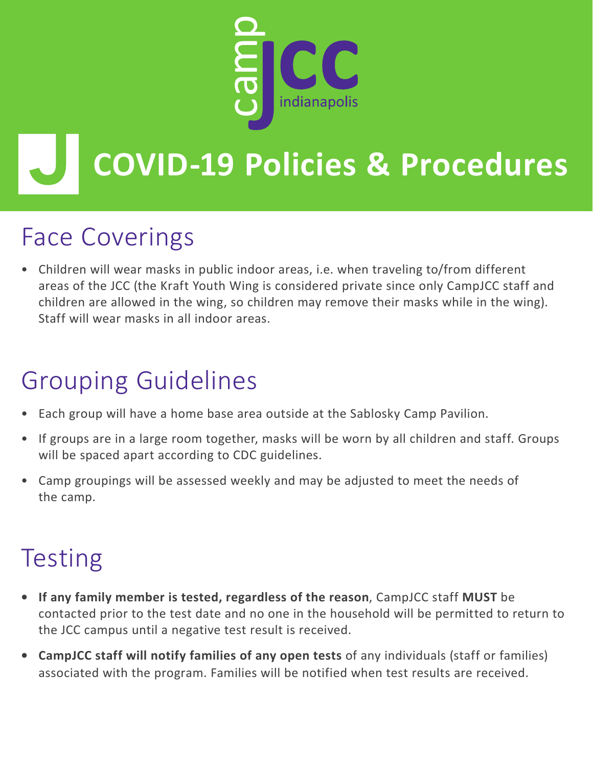camp JCC indianapolis

# COVID-19 Policies & Procedures

## Face Coverings

- Children will wear masks in public indoor areas, i.e. when traveling to/from different areas of the JCC (the Kraft Youth Wing is considered private since only CampJCC staff and children are allowed in the wing, so children may remove their masks while in the wing). Staff will wear masks in all indoor areas.

## Grouping Guidelines

- Each group will have a home base area outside at the Sablosky Camp Pavilion.
- If groups are in a large room together, masks will be worn by all children and staff. Groups will be spaced apart according to CDC guidelines.
- Camp groupings will be assessed weekly and may be adjusted to meet the needs of the camp.

## Testing

- **If any family member is tested, regardless of the reason**, CampJCC staff **MUST** be contacted prior to the test date and no one in the household will be permitted to return to the JCC campus until a negative test result is received.
- **CampJCC staff will notify families of any open tests** of any individuals (staff or families) associated with the program. Families will be notified when test results are received.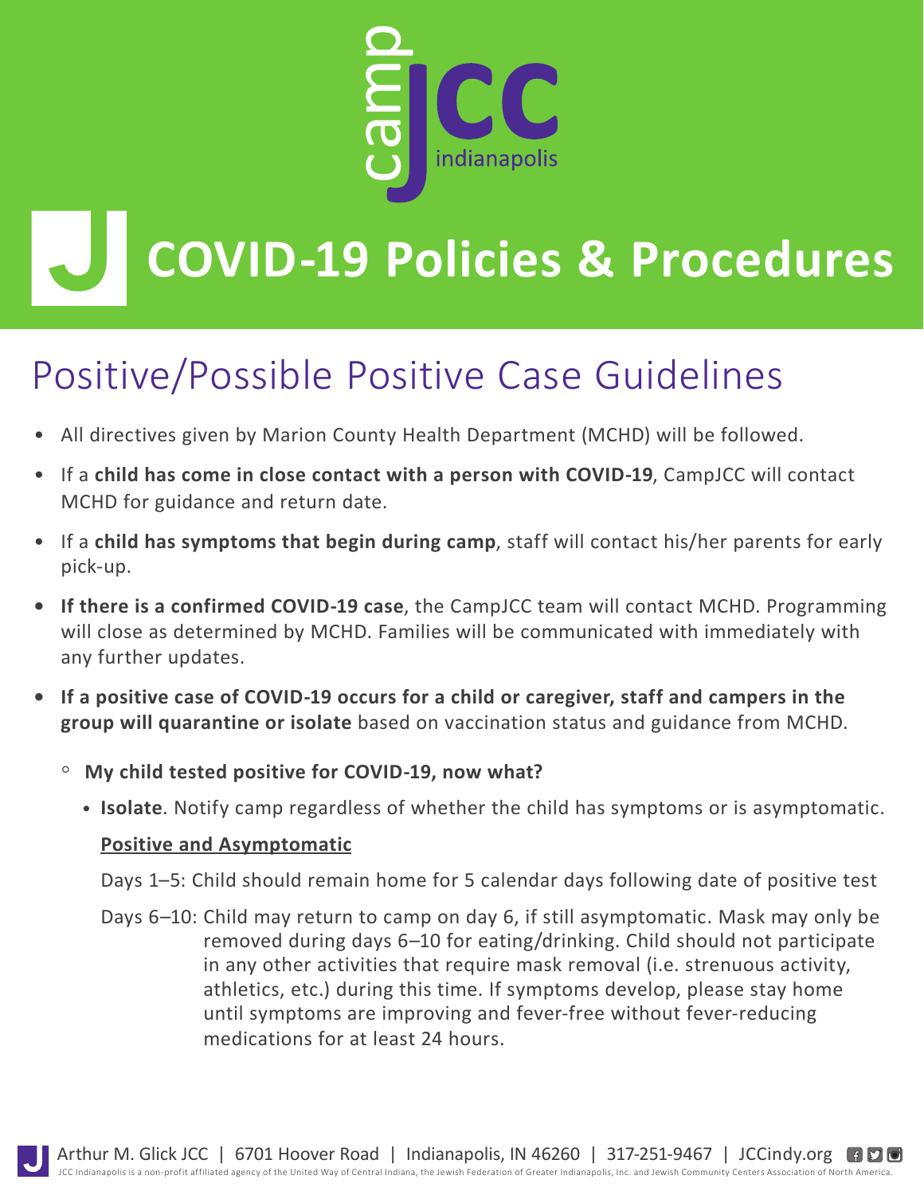campJCC indianapolis

# COVID-19 Policies & Procedures

## Positive/Possible Positive Case Guidelines

- All directives given by Marion County Health Department (MCHD) will be followed.
- If a **child has come in close contact with a person with COVID-19**, CampJCC will contact MCHD for guidance and return date.
- If a **child has symptoms that begin during camp**, staff will contact his/her parents for early pick-up.
- **If there is a confirmed COVID-19 case**, the CampJCC team will contact MCHD. Programming will close as determined by MCHD. Families will be communicated with immediately with any further updates.
- **If a positive case of COVID-19 occurs for a child or caregiver, staff and campers in the group will quarantine or isolate** based on vaccination status and guidance from MCHD.
  - **My child tested positive for COVID-19, now what?**
    - **Isolate**. Notify camp regardless of whether the child has symptoms or is asymptomatic.

      **<u>Positive and Asymptomatic</u>**

      Days 1–5: Child should remain home for 5 calendar days following date of positive test

      Days 6–10: Child may return to camp on day 6, if still asymptomatic. Mask may only be removed during days 6–10 for eating/drinking. Child should not participate in any other activities that require mask removal (i.e. strenuous activity, athletics, etc.) during this time. If symptoms develop, please stay home until symptoms are improving and fever-free without fever-reducing medications for at least 24 hours.

Arthur M. Glick JCC | 6701 Hoover Road | Indianapolis, IN 46260 | 317-251-9467 | JCCindy.org

JCC Indianapolis is a non-profit affiliated agency of the United Way of Central Indiana, the Jewish Federation of Greater Indianapolis, Inc. and Jewish Community Centers Association of North America.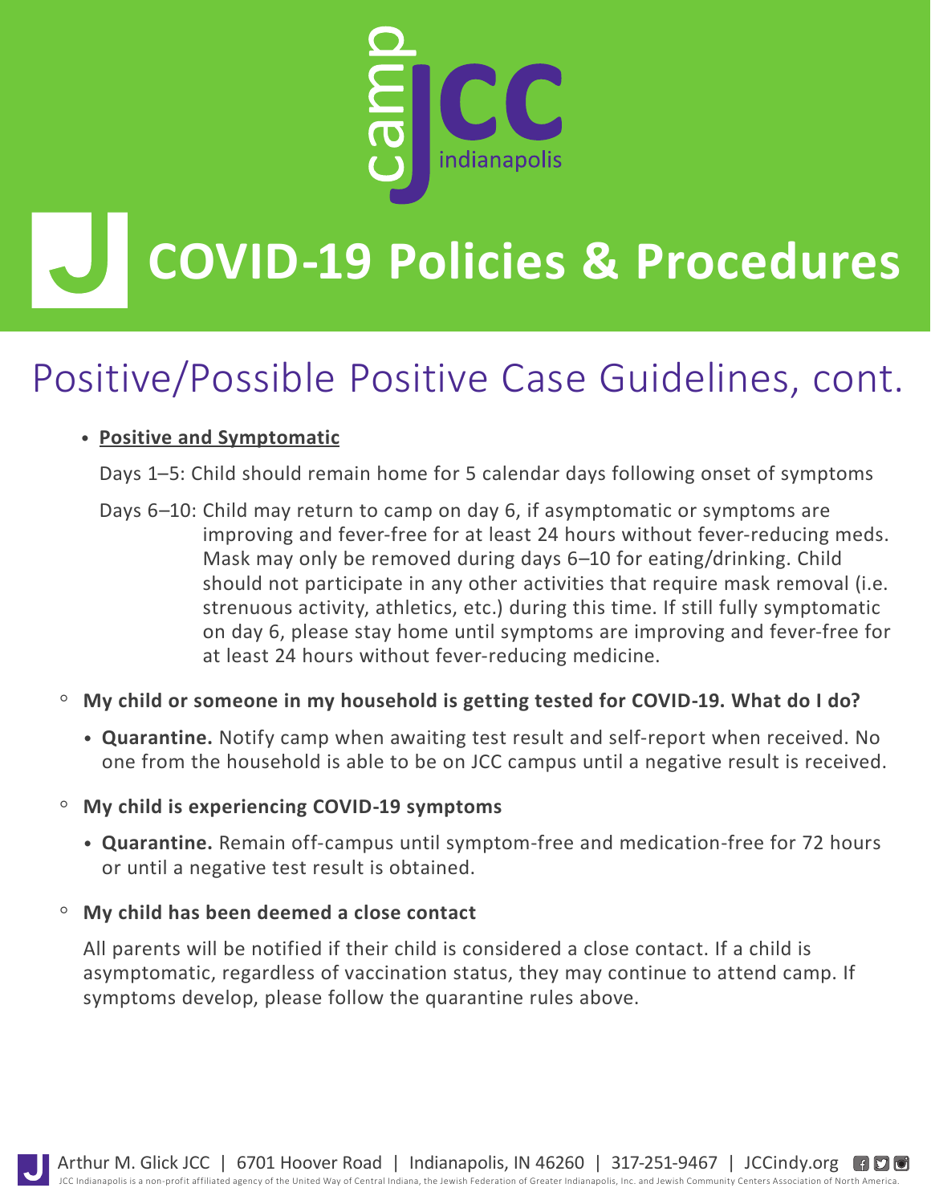# COVID-19 Policies & Procedures

## Positive/Possible Positive Case Guidelines, cont.

- **Positive and Symptomatic**

  Days 1–5: Child should remain home for 5 calendar days following onset of symptoms

  Days 6–10: Child may return to camp on day 6, if asymptomatic or symptoms are improving and fever-free for at least 24 hours without fever-reducing meds. Mask may only be removed during days 6–10 for eating/drinking. Child should not participate in any other activities that require mask removal (i.e. strenuous activity, athletics, etc.) during this time. If still fully symptomatic on day 6, please stay home until symptoms are improving and fever-free for at least 24 hours without fever-reducing medicine.

- **My child or someone in my household is getting tested for COVID-19. What do I do?**
  - **Quarantine.** Notify camp when awaiting test result and self-report when received. No one from the household is able to be on JCC campus until a negative result is received.

- **My child is experiencing COVID-19 symptoms**
  - **Quarantine.** Remain off-campus until symptom-free and medication-free for 72 hours or until a negative test result is obtained.

- **My child has been deemed a close contact**

  All parents will be notified if their child is considered a close contact. If a child is asymptomatic, regardless of vaccination status, they may continue to attend camp. If symptoms develop, please follow the quarantine rules above.